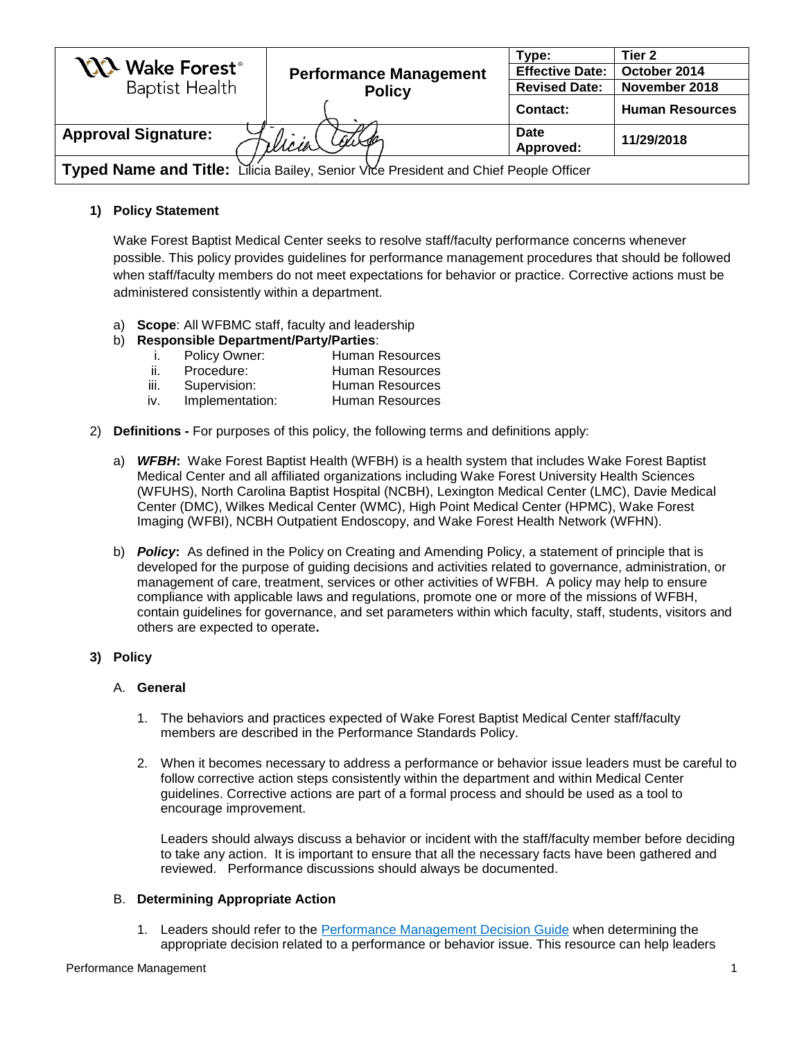| Wake Forest® Baptist Health | Performance Management Policy | Type: | Tier 2 |
|---|---|---|---|
| | | Effective Date: | October 2014 |
| | | Revised Date: | November 2018 |
| | | Contact: | Human Resources |
| Approval Signature: | | Date Approved: | 11/29/2018 |

**Typed Name and Title:** Lilicia Bailey, Senior Vice President and Chief People Officer

**1) Policy Statement**

Wake Forest Baptist Medical Center seeks to resolve staff/faculty performance concerns whenever possible. This policy provides guidelines for performance management procedures that should be followed when staff/faculty members do not meet expectations for behavior or practice. Corrective actions must be administered consistently within a department.

a) **Scope**: All WFBMC staff, faculty and leadership
b) **Responsible Department/Party/Parties**:
   i. Policy Owner: Human Resources
   ii. Procedure: Human Resources
   iii. Supervision: Human Resources
   iv. Implementation: Human Resources

2) **Definitions -** For purposes of this policy, the following terms and definitions apply:

a) ***WFBH*:** Wake Forest Baptist Health (WFBH) is a health system that includes Wake Forest Baptist Medical Center and all affiliated organizations including Wake Forest University Health Sciences (WFUHS), North Carolina Baptist Hospital (NCBH), Lexington Medical Center (LMC), Davie Medical Center (DMC), Wilkes Medical Center (WMC), High Point Medical Center (HPMC), Wake Forest Imaging (WFBI), NCBH Outpatient Endoscopy, and Wake Forest Health Network (WFHN).

b) ***Policy*:** As defined in the Policy on Creating and Amending Policy, a statement of principle that is developed for the purpose of guiding decisions and activities related to governance, administration, or management of care, treatment, services or other activities of WFBH. A policy may help to ensure compliance with applicable laws and regulations, promote one or more of the missions of WFBH, contain guidelines for governance, and set parameters within which faculty, staff, students, visitors and others are expected to operate**.**

**3) Policy**

A. **General**

1. The behaviors and practices expected of Wake Forest Baptist Medical Center staff/faculty members are described in the Performance Standards Policy.

2. When it becomes necessary to address a performance or behavior issue leaders must be careful to follow corrective action steps consistently within the department and within Medical Center guidelines. Corrective actions are part of a formal process and should be used as a tool to encourage improvement.

   Leaders should always discuss a behavior or incident with the staff/faculty member before deciding to take any action. It is important to ensure that all the necessary facts have been gathered and reviewed. Performance discussions should always be documented.

B. **Determining Appropriate Action**

1. Leaders should refer to the Performance Management Decision Guide when determining the appropriate decision related to a performance or behavior issue. This resource can help leaders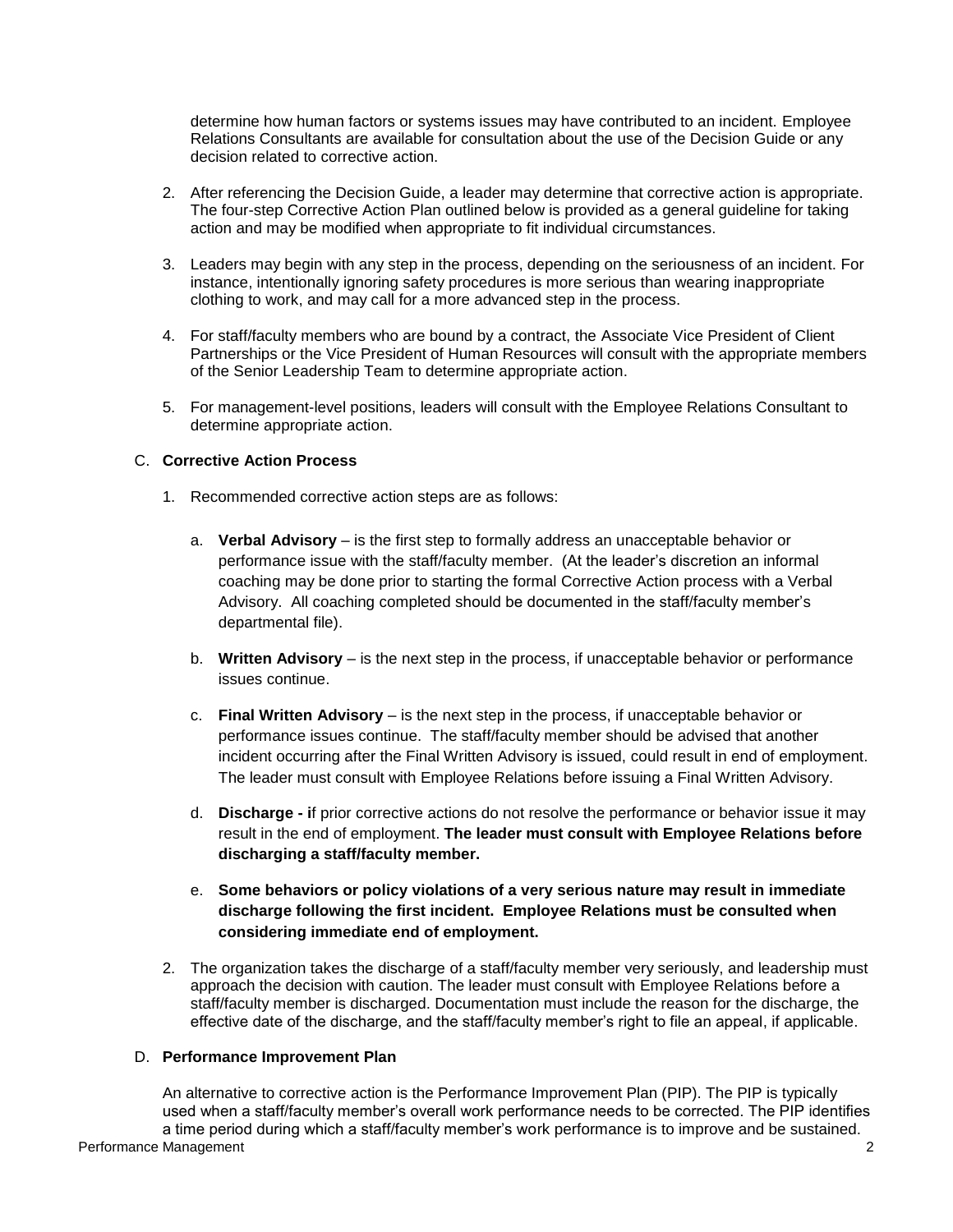determine how human factors or systems issues may have contributed to an incident. Employee Relations Consultants are available for consultation about the use of the Decision Guide or any decision related to corrective action.

2. After referencing the Decision Guide, a leader may determine that corrective action is appropriate. The four-step Corrective Action Plan outlined below is provided as a general guideline for taking action and may be modified when appropriate to fit individual circumstances.

3. Leaders may begin with any step in the process, depending on the seriousness of an incident. For instance, intentionally ignoring safety procedures is more serious than wearing inappropriate clothing to work, and may call for a more advanced step in the process.

4. For staff/faculty members who are bound by a contract, the Associate Vice President of Client Partnerships or the Vice President of Human Resources will consult with the appropriate members of the Senior Leadership Team to determine appropriate action.

5. For management-level positions, leaders will consult with the Employee Relations Consultant to determine appropriate action.

C. **Corrective Action Process**

1. Recommended corrective action steps are as follows:

   a. **Verbal Advisory** – is the first step to formally address an unacceptable behavior or performance issue with the staff/faculty member. (At the leader's discretion an informal coaching may be done prior to starting the formal Corrective Action process with a Verbal Advisory. All coaching completed should be documented in the staff/faculty member's departmental file).

   b. **Written Advisory** – is the next step in the process, if unacceptable behavior or performance issues continue.

   c. **Final Written Advisory** – is the next step in the process, if unacceptable behavior or performance issues continue. The staff/faculty member should be advised that another incident occurring after the Final Written Advisory is issued, could result in end of employment. The leader must consult with Employee Relations before issuing a Final Written Advisory.

   d. **Discharge - i**f prior corrective actions do not resolve the performance or behavior issue it may result in the end of employment. **The leader must consult with Employee Relations before discharging a staff/faculty member.**

   e. **Some behaviors or policy violations of a very serious nature may result in immediate discharge following the first incident. Employee Relations must be consulted when considering immediate end of employment.**

2. The organization takes the discharge of a staff/faculty member very seriously, and leadership must approach the decision with caution. The leader must consult with Employee Relations before a staff/faculty member is discharged. Documentation must include the reason for the discharge, the effective date of the discharge, and the staff/faculty member's right to file an appeal, if applicable.

D. **Performance Improvement Plan**

An alternative to corrective action is the Performance Improvement Plan (PIP). The PIP is typically used when a staff/faculty member's overall work performance needs to be corrected. The PIP identifies a time period during which a staff/faculty member's work performance is to improve and be sustained.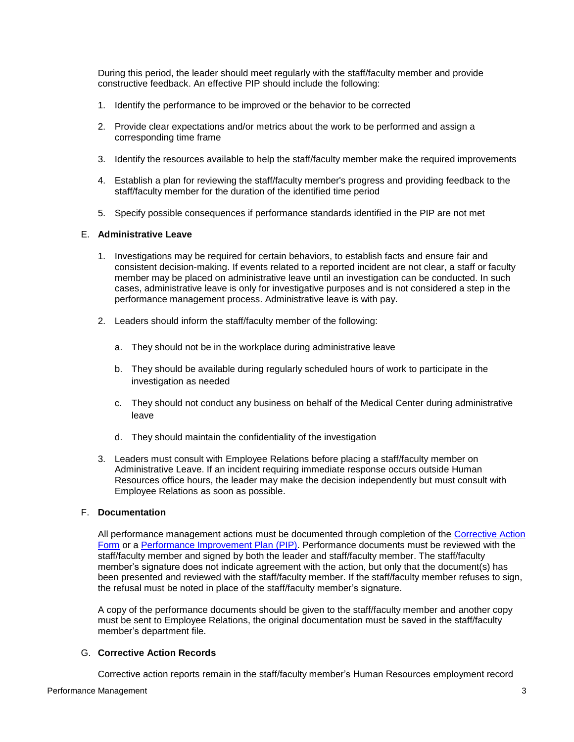During this period, the leader should meet regularly with the staff/faculty member and provide constructive feedback. An effective PIP should include the following:

1. Identify the performance to be improved or the behavior to be corrected
2. Provide clear expectations and/or metrics about the work to be performed and assign a corresponding time frame
3. Identify the resources available to help the staff/faculty member make the required improvements
4. Establish a plan for reviewing the staff/faculty member's progress and providing feedback to the staff/faculty member for the duration of the identified time period
5. Specify possible consequences if performance standards identified in the PIP are not met

E. **Administrative Leave**

1. Investigations may be required for certain behaviors, to establish facts and ensure fair and consistent decision-making. If events related to a reported incident are not clear, a staff or faculty member may be placed on administrative leave until an investigation can be conducted. In such cases, administrative leave is only for investigative purposes and is not considered a step in the performance management process. Administrative leave is with pay.
2. Leaders should inform the staff/faculty member of the following:
   a. They should not be in the workplace during administrative leave
   b. They should be available during regularly scheduled hours of work to participate in the investigation as needed
   c. They should not conduct any business on behalf of the Medical Center during administrative leave
   d. They should maintain the confidentiality of the investigation
3. Leaders must consult with Employee Relations before placing a staff/faculty member on Administrative Leave. If an incident requiring immediate response occurs outside Human Resources office hours, the leader may make the decision independently but must consult with Employee Relations as soon as possible.

F. **Documentation**

All performance management actions must be documented through completion of the Corrective Action Form or a Performance Improvement Plan (PIP). Performance documents must be reviewed with the staff/faculty member and signed by both the leader and staff/faculty member. The staff/faculty member's signature does not indicate agreement with the action, but only that the document(s) has been presented and reviewed with the staff/faculty member. If the staff/faculty member refuses to sign, the refusal must be noted in place of the staff/faculty member's signature.

A copy of the performance documents should be given to the staff/faculty member and another copy must be sent to Employee Relations, the original documentation must be saved in the staff/faculty member's department file.

G. **Corrective Action Records**

Corrective action reports remain in the staff/faculty member's Human Resources employment record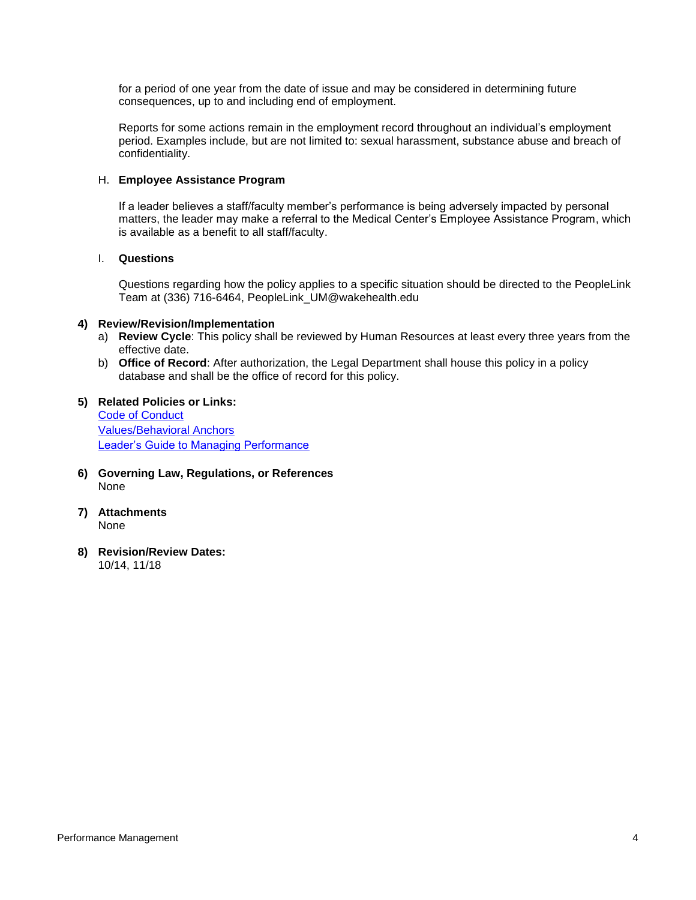for a period of one year from the date of issue and may be considered in determining future consequences, up to and including end of employment.

Reports for some actions remain in the employment record throughout an individual's employment period. Examples include, but are not limited to: sexual harassment, substance abuse and breach of confidentiality.

H. **Employee Assistance Program**

If a leader believes a staff/faculty member's performance is being adversely impacted by personal matters, the leader may make a referral to the Medical Center's Employee Assistance Program, which is available as a benefit to all staff/faculty.

I. **Questions**

Questions regarding how the policy applies to a specific situation should be directed to the PeopleLink Team at (336) 716-6464, PeopleLink_UM@wakehealth.edu

**4) Review/Revision/Implementation**

a) **Review Cycle**: This policy shall be reviewed by Human Resources at least every three years from the effective date.
b) **Office of Record**: After authorization, the Legal Department shall house this policy in a policy database and shall be the office of record for this policy.

**5) Related Policies or Links:**

Code of Conduct
Values/Behavioral Anchors
Leader's Guide to Managing Performance

**6) Governing Law, Regulations, or References**

None

**7) Attachments**

None

**8) Revision/Review Dates:**

10/14, 11/18